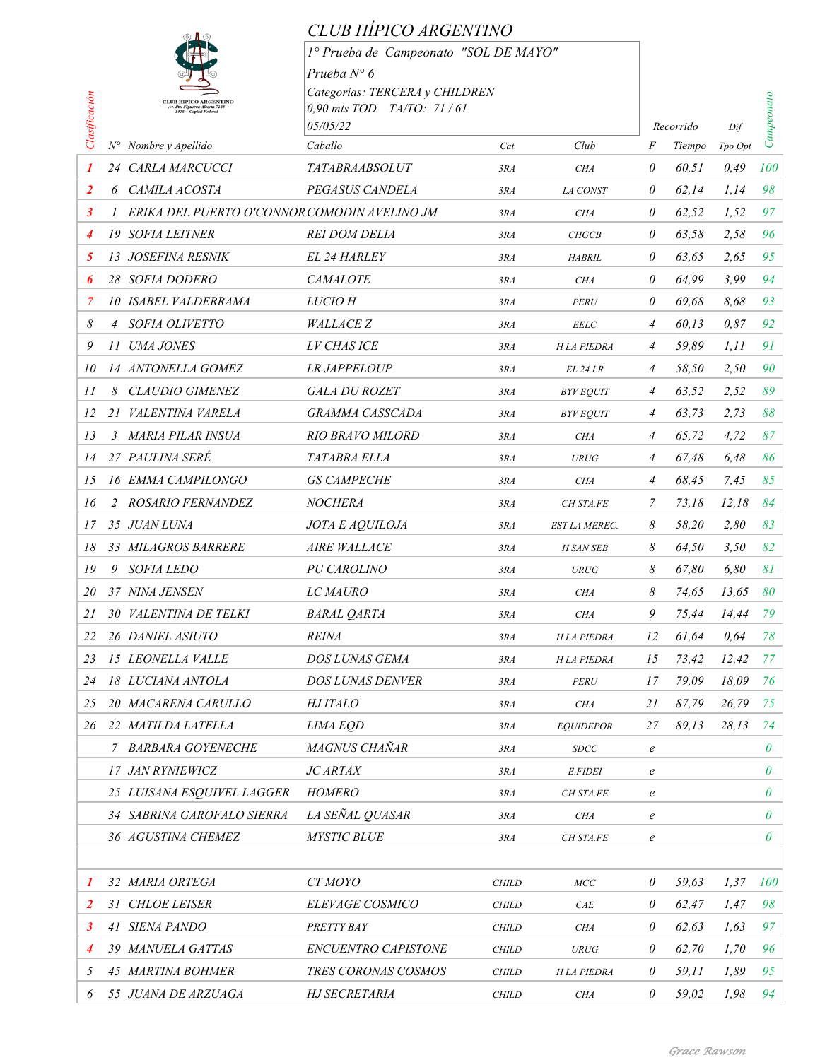# CLUB HÍPICO ARGENTINO

1° Prueba de Campeonato "SOL DE MAYO"

Prueba N° 6

Categorías: TERCERA y CHILDREN

0,90 mts TOD TA/TO: 71 / 61

05/05/22

| Clasificación | N° | Nombre y Apellido | Caballo | Cat | Club | F | Recorrido Tiempo | Dif Tpo Opt | Campeonato |
|---|---|---|---|---|---|---|---|---|---|
| 1 | 24 | CARLA MARCUCCI | TATABRAABSOLUT | 3RA | CHA | 0 | 60,51 | 0,49 | 100 |
| 2 | 6 | CAMILA ACOSTA | PEGASUS CANDELA | 3RA | LA CONST | 0 | 62,14 | 1,14 | 98 |
| 3 | 1 | ERIKA DEL PUERTO O'CONNOR | COMODIN AVELINO JM | 3RA | CHA | 0 | 62,52 | 1,52 | 97 |
| 4 | 19 | SOFIA LEITNER | REI DOM DELIA | 3RA | CHGCB | 0 | 63,58 | 2,58 | 96 |
| 5 | 13 | JOSEFINA RESNIK | EL 24 HARLEY | 3RA | HABRIL | 0 | 63,65 | 2,65 | 95 |
| 6 | 28 | SOFIA DODERO | CAMALOTE | 3RA | CHA | 0 | 64,99 | 3,99 | 94 |
| 7 | 10 | ISABEL VALDERRAMA | LUCIO H | 3RA | PERU | 0 | 69,68 | 8,68 | 93 |
| 8 | 4 | SOFIA OLIVETTO | WALLACE Z | 3RA | EELC | 4 | 60,13 | 0,87 | 92 |
| 9 | 11 | UMA JONES | LV CHAS ICE | 3RA | H LA PIEDRA | 4 | 59,89 | 1,11 | 91 |
| 10 | 14 | ANTONELLA GOMEZ | LR JAPPELOUP | 3RA | EL 24 LR | 4 | 58,50 | 2,50 | 90 |
| 11 | 8 | CLAUDIO GIMENEZ | GALA DU ROZET | 3RA | BYV EQUIT | 4 | 63,52 | 2,52 | 89 |
| 12 | 21 | VALENTINA VARELA | GRAMMA CASSCADA | 3RA | BYV EQUIT | 4 | 63,73 | 2,73 | 88 |
| 13 | 3 | MARIA PILAR INSUA | RIO BRAVO MILORD | 3RA | CHA | 4 | 65,72 | 4,72 | 87 |
| 14 | 27 | PAULINA SERÉ | TATABRA ELLA | 3RA | URUG | 4 | 67,48 | 6,48 | 86 |
| 15 | 16 | EMMA CAMPILONGO | GS CAMPECHE | 3RA | CHA | 4 | 68,45 | 7,45 | 85 |
| 16 | 2 | ROSARIO FERNANDEZ | NOCHERA | 3RA | CH STA.FE | 7 | 73,18 | 12,18 | 84 |
| 17 | 35 | JUAN LUNA | JOTA E AQUILOJA | 3RA | EST LA MEREC. | 8 | 58,20 | 2,80 | 83 |
| 18 | 33 | MILAGROS BARRERE | AIRE WALLACE | 3RA | H SAN SEB | 8 | 64,50 | 3,50 | 82 |
| 19 | 9 | SOFIA LEDO | PU CAROLINO | 3RA | URUG | 8 | 67,80 | 6,80 | 81 |
| 20 | 37 | NINA JENSEN | LC MAURO | 3RA | CHA | 8 | 74,65 | 13,65 | 80 |
| 21 | 30 | VALENTINA DE TELKI | BARAL QARTA | 3RA | CHA | 9 | 75,44 | 14,44 | 79 |
| 22 | 26 | DANIEL ASIUTO | REINA | 3RA | H LA PIEDRA | 12 | 61,64 | 0,64 | 78 |
| 23 | 15 | LEONELLA VALLE | DOS LUNAS GEMA | 3RA | H LA PIEDRA | 15 | 73,42 | 12,42 | 77 |
| 24 | 18 | LUCIANA ANTOLA | DOS LUNAS DENVER | 3RA | PERU | 17 | 79,09 | 18,09 | 76 |
| 25 | 20 | MACARENA CARULLO | HJ ITALO | 3RA | CHA | 21 | 87,79 | 26,79 | 75 |
| 26 | 22 | MATILDA LATELLA | LIMA EQD | 3RA | EQUIDEPOR | 27 | 89,13 | 28,13 | 74 |
| | 7 | BARBARA GOYENECHE | MAGNUS CHAÑAR | 3RA | SDCC | e | | | 0 |
| | 17 | JAN RYNIEWICZ | JC ARTAX | 3RA | E.FIDEI | e | | | 0 |
| | 25 | LUISANA ESQUIVEL LAGGER | HOMERO | 3RA | CH STA.FE | e | | | 0 |
| | 34 | SABRINA GAROFALO SIERRA | LA SEÑAL QUASAR | 3RA | CHA | e | | | 0 |
| | 36 | AGUSTINA CHEMEZ | MYSTIC BLUE | 3RA | CH STA.FE | e | | | 0 |
| | | | | | | | | | |
| 1 | 32 | MARIA ORTEGA | CT MOYO | CHILD | MCC | 0 | 59,63 | 1,37 | 100 |
| 2 | 31 | CHLOE LEISER | ELEVAGE COSMICO | CHILD | CAE | 0 | 62,47 | 1,47 | 98 |
| 3 | 41 | SIENA PANDO | PRETTY BAY | CHILD | CHA | 0 | 62,63 | 1,63 | 97 |
| 4 | 39 | MANUELA GATTAS | ENCUENTRO CAPISTONE | CHILD | URUG | 0 | 62,70 | 1,70 | 96 |
| 5 | 45 | MARTINA BOHMER | TRES CORONAS COSMOS | CHILD | H LA PIEDRA | 0 | 59,11 | 1,89 | 95 |
| 6 | 55 | JUANA DE ARZUAGA | HJ SECRETARIA | CHILD | CHA | 0 | 59,02 | 1,98 | 94 |

Grace Rawson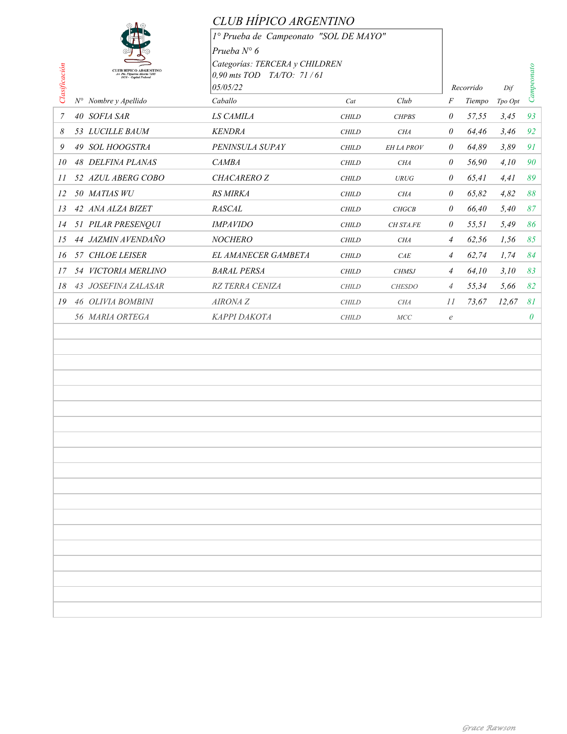# CLUB HÍPICO ARGENTINO

1° Prueba de Campeonato "SOL DE MAYO"

Prueba N° 6

Categorías: TERCERA y CHILDREN

0,90 mts TOD TA/TO: 71 / 61

05/05/22

| Clasificación | N° | Nombre y Apellido | Caballo | Cat | Club | F | Recorrido Tiempo | Dif Tpo Opt | Campeonato |
|---|---|---|---|---|---|---|---|---|---|
| 7 | 40 | SOFIA SAR | LS CAMILA | CHILD | CHPBS | 0 | 57,55 | 3,45 | 93 |
| 8 | 53 | LUCILLE BAUM | KENDRA | CHILD | CHA | 0 | 64,46 | 3,46 | 92 |
| 9 | 49 | SOL HOOGSTRA | PENINSULA SUPAY | CHILD | EH LA PROV | 0 | 64,89 | 3,89 | 91 |
| 10 | 48 | DELFINA PLANAS | CAMBA | CHILD | CHA | 0 | 56,90 | 4,10 | 90 |
| 11 | 52 | AZUL ABERG COBO | CHACARERO Z | CHILD | URUG | 0 | 65,41 | 4,41 | 89 |
| 12 | 50 | MATIAS WU | RS MIRKA | CHILD | CHA | 0 | 65,82 | 4,82 | 88 |
| 13 | 42 | ANA ALZA BIZET | RASCAL | CHILD | CHGCB | 0 | 66,40 | 5,40 | 87 |
| 14 | 51 | PILAR PRESENQUI | IMPAVIDO | CHILD | CH STA.FE | 0 | 55,51 | 5,49 | 86 |
| 15 | 44 | JAZMIN AVENDAÑO | NOCHERO | CHILD | CHA | 4 | 62,56 | 1,56 | 85 |
| 16 | 57 | CHLOE LEISER | EL AMANECER GAMBETA | CHILD | CAE | 4 | 62,74 | 1,74 | 84 |
| 17 | 54 | VICTORIA MERLINO | BARAL PERSA | CHILD | CHMSJ | 4 | 64,10 | 3,10 | 83 |
| 18 | 43 | JOSEFINA ZALASAR | RZ TERRA CENIZA | CHILD | CHESDO | 4 | 55,34 | 5,66 | 82 |
| 19 | 46 | OLIVIA BOMBINI | AIRONA Z | CHILD | CHA | 11 | 73,67 | 12,67 | 81 |
| | 56 | MARIA ORTEGA | KAPPI DAKOTA | CHILD | MCC | e | | | 0 |

Grace Rawson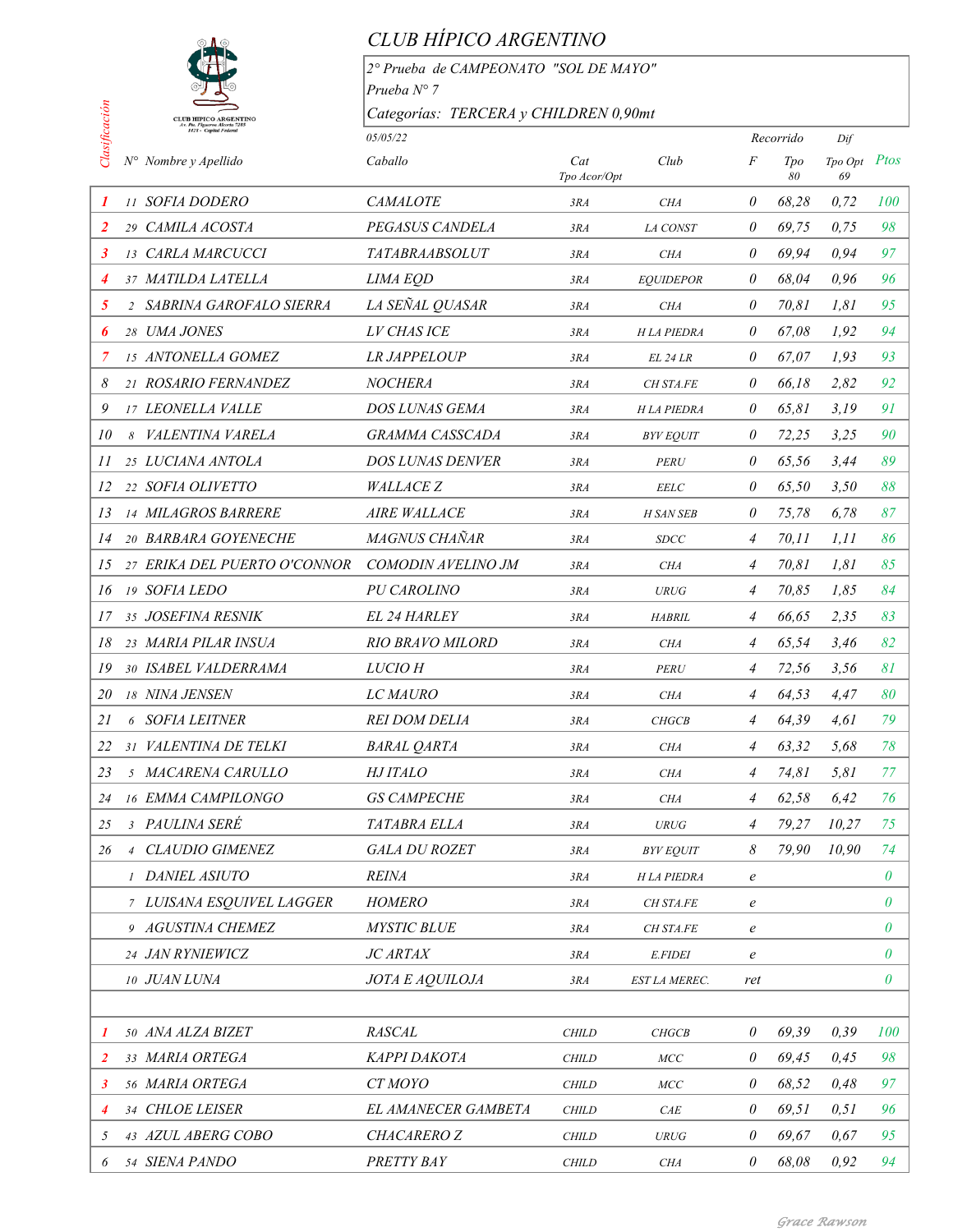# CLUB HÍPICO ARGENTINO

2° Prueba de CAMPEONATO "SOL DE MAYO"
Prueba N° 7
Categorías: TERCERA y CHILDREN 0,90mt

05/05/22

| Clasificación | N° | Nombre y Apellido | Caballo | Cat Tpo Acor/Opt | Club | Recorrido F | Tpo 80 | Dif Tpo Opt 69 | Ptos |
|---|---|---|---|---|---|---|---|---|---|
| 1 | 11 | SOFIA DODERO | CAMALOTE | 3RA | CHA | 0 | 68,28 | 0,72 | 100 |
| 2 | 29 | CAMILA ACOSTA | PEGASUS CANDELA | 3RA | LA CONST | 0 | 69,75 | 0,75 | 98 |
| 3 | 13 | CARLA MARCUCCI | TATABRAABSOLUT | 3RA | CHA | 0 | 69,94 | 0,94 | 97 |
| 4 | 37 | MATILDA LATELLA | LIMA EQD | 3RA | EQUIDEPOR | 0 | 68,04 | 0,96 | 96 |
| 5 | 2 | SABRINA GAROFALO SIERRA | LA SEÑAL QUASAR | 3RA | CHA | 0 | 70,81 | 1,81 | 95 |
| 6 | 28 | UMA JONES | LV CHAS ICE | 3RA | H LA PIEDRA | 0 | 67,08 | 1,92 | 94 |
| 7 | 15 | ANTONELLA GOMEZ | LR JAPPELOUP | 3RA | EL 24 LR | 0 | 67,07 | 1,93 | 93 |
| 8 | 21 | ROSARIO FERNANDEZ | NOCHERA | 3RA | CH STA.FE | 0 | 66,18 | 2,82 | 92 |
| 9 | 17 | LEONELLA VALLE | DOS LUNAS GEMA | 3RA | H LA PIEDRA | 0 | 65,81 | 3,19 | 91 |
| 10 | 8 | VALENTINA VARELA | GRAMMA CASSCADA | 3RA | BYV EQUIT | 0 | 72,25 | 3,25 | 90 |
| 11 | 25 | LUCIANA ANTOLA | DOS LUNAS DENVER | 3RA | PERU | 0 | 65,56 | 3,44 | 89 |
| 12 | 22 | SOFIA OLIVETTO | WALLACE Z | 3RA | EELC | 0 | 65,50 | 3,50 | 88 |
| 13 | 14 | MILAGROS BARRERE | AIRE WALLACE | 3RA | H SAN SEB | 0 | 75,78 | 6,78 | 87 |
| 14 | 20 | BARBARA GOYENECHE | MAGNUS CHAÑAR | 3RA | SDCC | 4 | 70,11 | 1,11 | 86 |
| 15 | 27 | ERIKA DEL PUERTO O'CONNOR | COMODIN AVELINO JM | 3RA | CHA | 4 | 70,81 | 1,81 | 85 |
| 16 | 19 | SOFIA LEDO | PU CAROLINO | 3RA | URUG | 4 | 70,85 | 1,85 | 84 |
| 17 | 35 | JOSEFINA RESNIK | EL 24 HARLEY | 3RA | HABRIL | 4 | 66,65 | 2,35 | 83 |
| 18 | 23 | MARIA PILAR INSUA | RIO BRAVO MILORD | 3RA | CHA | 4 | 65,54 | 3,46 | 82 |
| 19 | 30 | ISABEL VALDERRAMA | LUCIO H | 3RA | PERU | 4 | 72,56 | 3,56 | 81 |
| 20 | 18 | NINA JENSEN | LC MAURO | 3RA | CHA | 4 | 64,53 | 4,47 | 80 |
| 21 | 6 | SOFIA LEITNER | REI DOM DELIA | 3RA | CHGCB | 4 | 64,39 | 4,61 | 79 |
| 22 | 31 | VALENTINA DE TELKI | BARAL QARTA | 3RA | CHA | 4 | 63,32 | 5,68 | 78 |
| 23 | 5 | MACARENA CARULLO | HJ ITALO | 3RA | CHA | 4 | 74,81 | 5,81 | 77 |
| 24 | 16 | EMMA CAMPILONGO | GS CAMPECHE | 3RA | CHA | 4 | 62,58 | 6,42 | 76 |
| 25 | 3 | PAULINA SERÉ | TATABRA ELLA | 3RA | URUG | 4 | 79,27 | 10,27 | 75 |
| 26 | 4 | CLAUDIO GIMENEZ | GALA DU ROZET | 3RA | BYV EQUIT | 8 | 79,90 | 10,90 | 74 |
| | 1 | DANIEL ASIUTO | REINA | 3RA | H LA PIEDRA | e | | | 0 |
| | 7 | LUISANA ESQUIVEL LAGGER | HOMERO | 3RA | CH STA.FE | e | | | 0 |
| | 9 | AGUSTINA CHEMEZ | MYSTIC BLUE | 3RA | CH STA.FE | e | | | 0 |
| | 24 | JAN RYNIEWICZ | JC ARTAX | 3RA | E.FIDEI | e | | | 0 |
| | 10 | JUAN LUNA | JOTA E AQUILOJA | 3RA | EST LA MEREC. | ret | | | 0 |
| | | | | | | | | | |
| 1 | 50 | ANA ALZA BIZET | RASCAL | CHILD | CHGCB | 0 | 69,39 | 0,39 | 100 |
| 2 | 33 | MARIA ORTEGA | KAPPI DAKOTA | CHILD | MCC | 0 | 69,45 | 0,45 | 98 |
| 3 | 56 | MARIA ORTEGA | CT MOYO | CHILD | MCC | 0 | 68,52 | 0,48 | 97 |
| 4 | 34 | CHLOE LEISER | EL AMANECER GAMBETA | CHILD | CAE | 0 | 69,51 | 0,51 | 96 |
| 5 | 43 | AZUL ABERG COBO | CHACARERO Z | CHILD | URUG | 0 | 69,67 | 0,67 | 95 |
| 6 | 54 | SIENA PANDO | PRETTY BAY | CHILD | CHA | 0 | 68,08 | 0,92 | 94 |

Grace Rawson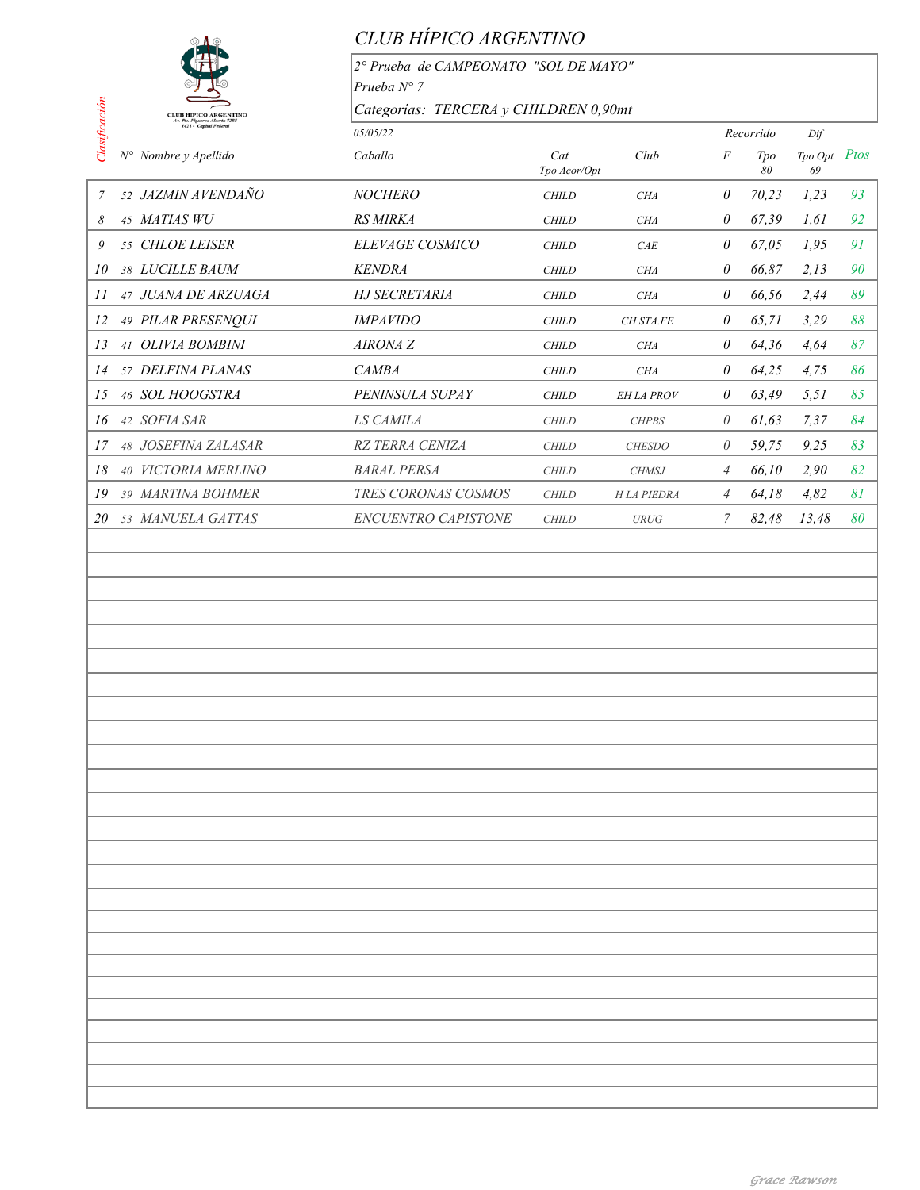# CLUB HÍPICO ARGENTINO

2° Prueba de CAMPEONATO "SOL DE MAYO"

Prueba N° 7

Categorías: TERCERA y CHILDREN 0,90mt

05/05/22

| Clasificación | N° | Nombre y Apellido | Caballo | Cat | Club | F | Recorrido Tpo 80 | Dif Tpo Opt 69 | Ptos |
|---|---|---|---|---|---|---|---|---|---|
| | | | | Tpo Acor/Opt | | | | | |
| 7 | 52 | JAZMIN AVENDAÑO | NOCHERO | CHILD | CHA | 0 | 70,23 | 1,23 | 93 |
| 8 | 45 | MATIAS WU | RS MIRKA | CHILD | CHA | 0 | 67,39 | 1,61 | 92 |
| 9 | 55 | CHLOE LEISER | ELEVAGE COSMICO | CHILD | CAE | 0 | 67,05 | 1,95 | 91 |
| 10 | 38 | LUCILLE BAUM | KENDRA | CHILD | CHA | 0 | 66,87 | 2,13 | 90 |
| 11 | 47 | JUANA DE ARZUAGA | HJ SECRETARIA | CHILD | CHA | 0 | 66,56 | 2,44 | 89 |
| 12 | 49 | PILAR PRESENQUI | IMPAVIDO | CHILD | CH STA.FE | 0 | 65,71 | 3,29 | 88 |
| 13 | 41 | OLIVIA BOMBINI | AIRONA Z | CHILD | CHA | 0 | 64,36 | 4,64 | 87 |
| 14 | 57 | DELFINA PLANAS | CAMBA | CHILD | CHA | 0 | 64,25 | 4,75 | 86 |
| 15 | 46 | SOL HOOGSTRA | PENINSULA SUPAY | CHILD | EH LA PROV | 0 | 63,49 | 5,51 | 85 |
| 16 | 42 | SOFIA SAR | LS CAMILA | CHILD | CHPBS | 0 | 61,63 | 7,37 | 84 |
| 17 | 48 | JOSEFINA ZALASAR | RZ TERRA CENIZA | CHILD | CHESDO | 0 | 59,75 | 9,25 | 83 |
| 18 | 40 | VICTORIA MERLINO | BARAL PERSA | CHILD | CHMSJ | 4 | 66,10 | 2,90 | 82 |
| 19 | 39 | MARTINA BOHMER | TRES CORONAS COSMOS | CHILD | H LA PIEDRA | 4 | 64,18 | 4,82 | 81 |
| 20 | 53 | MANUELA GATTAS | ENCUENTRO CAPISTONE | CHILD | URUG | 7 | 82,48 | 13,48 | 80 |

Grace Rawson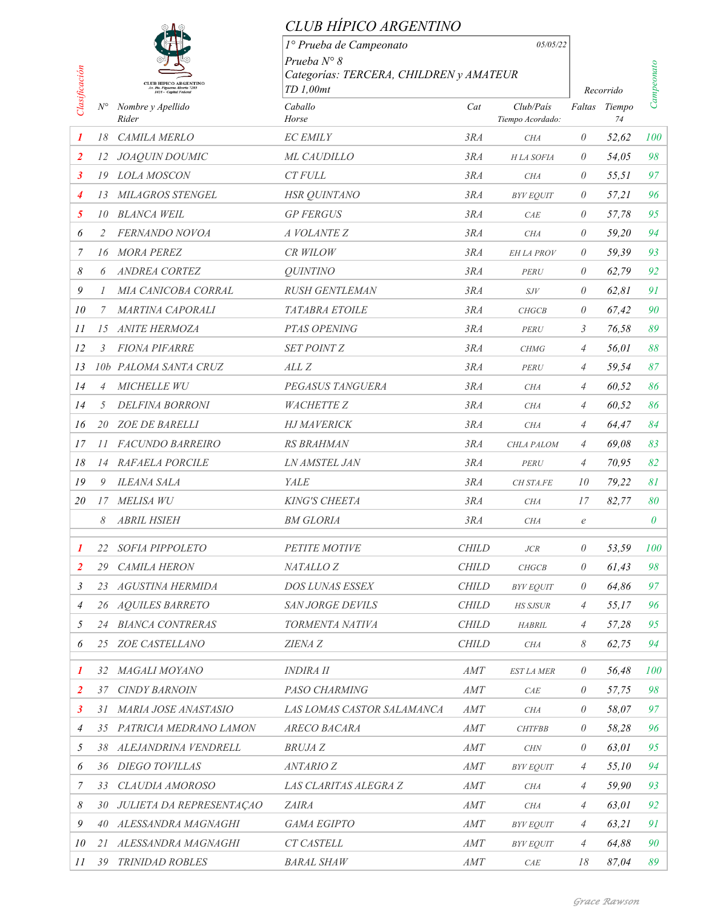# CLUB HÍPICO ARGENTINO

1° Prueba de Campeonato — 05/05/22

Prueba N° 8

Categorías: TERCERA, CHILDREN y AMATEUR

TD 1,00mt

Recorrido

| Clasificación | N° | Nombre y Apellido Rider | Caballo Horse | Cat | Club/País (Tiempo Acordado:) | Faltas | Tiempo 74 | Campeonato |
|---|---|---|---|---|---|---|---|---|
| 1 | 18 | CAMILA MERLO | EC EMILY | 3RA | CHA | 0 | 52,62 | 100 |
| 2 | 12 | JOAQUIN DOUMIC | ML CAUDILLO | 3RA | H LA SOFIA | 0 | 54,05 | 98 |
| 3 | 19 | LOLA MOSCON | CT FULL | 3RA | CHA | 0 | 55,51 | 97 |
| 4 | 13 | MILAGROS STENGEL | HSR QUINTANO | 3RA | BYV EQUIT | 0 | 57,21 | 96 |
| 5 | 10 | BLANCA WEIL | GP FERGUS | 3RA | CAE | 0 | 57,78 | 95 |
| 6 | 2 | FERNANDO NOVOA | A VOLANTE Z | 3RA | CHA | 0 | 59,20 | 94 |
| 7 | 16 | MORA PEREZ | CR WILOW | 3RA | EH LA PROV | 0 | 59,39 | 93 |
| 8 | 6 | ANDREA CORTEZ | QUINTINO | 3RA | PERU | 0 | 62,79 | 92 |
| 9 | 1 | MIA CANICOBA CORRAL | RUSH GENTLEMAN | 3RA | SJV | 0 | 62,81 | 91 |
| 10 | 7 | MARTINA CAPORALI | TATABRA ETOILE | 3RA | CHGCB | 0 | 67,42 | 90 |
| 11 | 15 | ANITE HERMOZA | PTAS OPENING | 3RA | PERU | 3 | 76,58 | 89 |
| 12 | 3 | FIONA PIFARRE | SET POINT Z | 3RA | CHMG | 4 | 56,01 | 88 |
| 13 | 10b | PALOMA SANTA CRUZ | ALL Z | 3RA | PERU | 4 | 59,54 | 87 |
| 14 | 4 | MICHELLE WU | PEGASUS TANGUERA | 3RA | CHA | 4 | 60,52 | 86 |
| 14 | 5 | DELFINA BORRONI | WACHETTE Z | 3RA | CHA | 4 | 60,52 | 86 |
| 16 | 20 | ZOE DE BARELLI | HJ MAVERICK | 3RA | CHA | 4 | 64,47 | 84 |
| 17 | 11 | FACUNDO BARREIRO | RS BRAHMAN | 3RA | CHLA PALOM | 4 | 69,08 | 83 |
| 18 | 14 | RAFAELA PORCILE | LN AMSTEL JAN | 3RA | PERU | 4 | 70,95 | 82 |
| 19 | 9 | ILEANA SALA | YALE | 3RA | CH STA.FE | 10 | 79,22 | 81 |
| 20 | 17 | MELISA WU | KING'S CHEETA | 3RA | CHA | 17 | 82,77 | 80 |
| | 8 | ABRIL HSIEH | BM GLORIA | 3RA | CHA | e | | 0 |
| 1 | 22 | SOFIA PIPPOLETO | PETITE MOTIVE | CHILD | JCR | 0 | 53,59 | 100 |
| 2 | 29 | CAMILA HERON | NATALLO Z | CHILD | CHGCB | 0 | 61,43 | 98 |
| 3 | 23 | AGUSTINA HERMIDA | DOS LUNAS ESSEX | CHILD | BYV EQUIT | 0 | 64,86 | 97 |
| 4 | 26 | AQUILES BARRETO | SAN JORGE DEVILS | CHILD | HS SJSUR | 4 | 55,17 | 96 |
| 5 | 24 | BIANCA CONTRERAS | TORMENTA NATIVA | CHILD | HABRIL | 4 | 57,28 | 95 |
| 6 | 25 | ZOE CASTELLANO | ZIENA Z | CHILD | CHA | 8 | 62,75 | 94 |
| 1 | 32 | MAGALI MOYANO | INDIRA II | AMT | EST LA MER | 0 | 56,48 | 100 |
| 2 | 37 | CINDY BARNOIN | PASO CHARMING | AMT | CAE | 0 | 57,75 | 98 |
| 3 | 31 | MARIA JOSE ANASTASIO | LAS LOMAS CASTOR SALAMANCA | AMT | CHA | 0 | 58,07 | 97 |
| 4 | 35 | PATRICIA MEDRANO LAMON | ARECO BACARA | AMT | CHTFBB | 0 | 58,28 | 96 |
| 5 | 38 | ALEJANDRINA VENDRELL | BRUJA Z | AMT | CHN | 0 | 63,01 | 95 |
| 6 | 36 | DIEGO TOVILLAS | ANTARIO Z | AMT | BYV EQUIT | 4 | 55,10 | 94 |
| 7 | 33 | CLAUDIA AMOROSO | LAS CLARITAS ALEGRA Z | AMT | CHA | 4 | 59,90 | 93 |
| 8 | 30 | JULIETA DA REPRESENTAÇAO | ZAIRA | AMT | CHA | 4 | 63,01 | 92 |
| 9 | 40 | ALESSANDRA MAGNAGHI | GAMA EGIPTO | AMT | BYV EQUIT | 4 | 63,21 | 91 |
| 10 | 21 | ALESSANDRA MAGNAGHI | CT CASTELL | AMT | BYV EQUIT | 4 | 64,88 | 90 |
| 11 | 39 | TRINIDAD ROBLES | BARAL SHAW | AMT | CAE | 18 | 87,04 | 89 |

Grace Rawson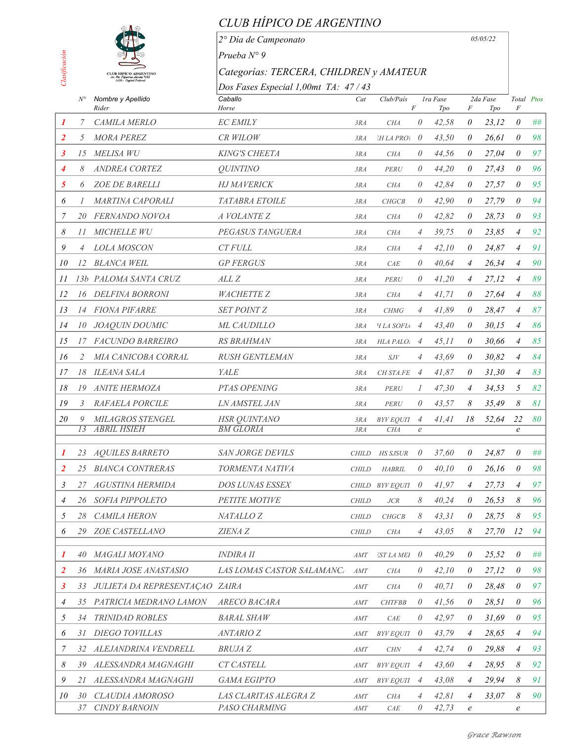Clasificación

CLUB HIPICO ARGENTINO
Av. Pte. Figueroa Alcorta 7285
1428 - Capital Federal

# CLUB HÍPICO DE ARGENTINO

2° Día de Campeonato

05/05/22

Prueba N° 9

Categorías: TERCERA, CHILDREN y AMATEUR

Dos Fases Especial 1,00mt TA: 47 / 43

| | N° | Nombre y Apellido Rider | Caballo Horse | Cat | Club/País | 1ra Fase F | 1ra Fase Tpo | 2da Fase F | 2da Fase Tpo | Total F | Ptos |
|---|---|---|---|---|---|---|---|---|---|---|---|
| 1 | 7 | CAMILA MERLO | EC EMILY | 3RA | CHA | 0 | 42,58 | 0 | 23,12 | 0 | ## |
| 2 | 5 | MORA PEREZ | CR WILOW | 3RA | :H LA PRO\ | 0 | 43,50 | 0 | 26,61 | 0 | 98 |
| 3 | 15 | MELISA WU | KING'S CHEETA | 3RA | CHA | 0 | 44,56 | 0 | 27,04 | 0 | 97 |
| 4 | 8 | ANDREA CORTEZ | QUINTINO | 3RA | PERU | 0 | 44,20 | 0 | 27,43 | 0 | 96 |
| 5 | 6 | ZOE DE BARELLI | HJ MAVERICK | 3RA | CHA | 0 | 42,84 | 0 | 27,57 | 0 | 95 |
| 6 | 1 | MARTINA CAPORALI | TATABRA ETOILE | 3RA | CHGCB | 0 | 42,90 | 0 | 27,79 | 0 | 94 |
| 7 | 20 | FERNANDO NOVOA | A VOLANTE Z | 3RA | CHA | 0 | 42,82 | 0 | 28,73 | 0 | 93 |
| 8 | 11 | MICHELLE WU | PEGASUS TANGUERA | 3RA | CHA | 4 | 39,75 | 0 | 23,85 | 4 | 92 |
| 9 | 4 | LOLA MOSCON | CT FULL | 3RA | CHA | 4 | 42,10 | 0 | 24,87 | 4 | 91 |
| 10 | 12 | BLANCA WEIL | GP FERGUS | 3RA | CAE | 0 | 40,64 | 4 | 26,34 | 4 | 90 |
| 11 | 13b | PALOMA SANTA CRUZ | ALL Z | 3RA | PERU | 0 | 41,20 | 4 | 27,12 | 4 | 89 |
| 12 | 16 | DELFINA BORRONI | WACHETTE Z | 3RA | CHA | 4 | 41,71 | 0 | 27,64 | 4 | 88 |
| 13 | 14 | FIONA PIFARRE | SET POINT Z | 3RA | CHMG | 4 | 41,89 | 0 | 28,47 | 4 | 87 |
| 14 | 10 | JOAQUIN DOUMIC | ML CAUDILLO | 3RA | 'I LA SOFIA | 4 | 43,40 | 0 | 30,15 | 4 | 86 |
| 15 | 17 | FACUNDO BARREIRO | RS BRAHMAN | 3RA | HLA PALO. | 4 | 45,11 | 0 | 30,66 | 4 | 85 |
| 16 | 2 | MIA CANICOBA CORRAL | RUSH GENTLEMAN | 3RA | SJV | 4 | 43,69 | 0 | 30,82 | 4 | 84 |
| 17 | 18 | ILEANA SALA | YALE | 3RA | CH STA.FE | 4 | 41,87 | 0 | 31,30 | 4 | 83 |
| 18 | 19 | ANITE HERMOZA | PTAS OPENING | 3RA | PERU | 1 | 47,30 | 4 | 34,53 | 5 | 82 |
| 19 | 3 | RAFAELA PORCILE | LN AMSTEL JAN | 3RA | PERU | 0 | 43,57 | 8 | 35,49 | 8 | 81 |
| 20 | 9 | MILAGROS STENGEL | HSR QUINTANO | 3RA | BYV EQUI | 4 | 41,41 | 18 | 52,64 | 22 | 80 |
| | 13 | ABRIL HSIEH | BM GLORIA | 3RA | CHA | e | | | | e | |
| 1 | 23 | AQUILES BARRETO | SAN JORGE DEVILS | CHILD | HS SJSUR | 0 | 37,60 | 0 | 24,87 | 0 | ## |
| 2 | 25 | BIANCA CONTRERAS | TORMENTA NATIVA | CHILD | HABRIL | 0 | 40,10 | 0 | 26,16 | 0 | 98 |
| 3 | 27 | AGUSTINA HERMIDA | DOS LUNAS ESSEX | CHILD | BYV EQUI | 0 | 41,97 | 4 | 27,73 | 4 | 97 |
| 4 | 26 | SOFIA PIPPOLETO | PETITE MOTIVE | CHILD | JCR | 8 | 40,24 | 0 | 26,53 | 8 | 96 |
| 5 | 28 | CAMILA HERON | NATALLO Z | CHILD | CHGCB | 8 | 43,31 | 0 | 28,75 | 8 | 95 |
| 6 | 29 | ZOE CASTELLANO | ZIENA Z | CHILD | CHA | 4 | 43,05 | 8 | 27,70 | 12 | 94 |
| 1 | 40 | MAGALI MOYANO | INDIRA II | AMT | :ST LA MEI | 0 | 40,29 | 0 | 25,52 | 0 | ## |
| 2 | 36 | MARIA JOSE ANASTASIO | LAS LOMAS CASTOR SALAMANC. | AMT | CHA | 0 | 42,10 | 0 | 27,12 | 0 | 98 |
| 3 | 33 | JULIETA DA REPRESENTAÇAO | ZAIRA | AMT | CHA | 0 | 40,71 | 0 | 28,48 | 0 | 97 |
| 4 | 35 | PATRICIA MEDRANO LAMON | ARECO BACARA | AMT | CHTFBB | 0 | 41,56 | 0 | 28,51 | 0 | 96 |
| 5 | 34 | TRINIDAD ROBLES | BARAL SHAW | AMT | CAE | 0 | 42,97 | 0 | 31,69 | 0 | 95 |
| 6 | 31 | DIEGO TOVILLAS | ANTARIO Z | AMT | BYV EQUI | 0 | 43,79 | 4 | 28,65 | 4 | 94 |
| 7 | 32 | ALEJANDRINA VENDRELL | BRUJA Z | AMT | CHN | 4 | 42,74 | 0 | 29,88 | 4 | 93 |
| 8 | 39 | ALESSANDRA MAGNAGHI | CT CASTELL | AMT | BYV EQUI | 4 | 43,60 | 4 | 28,95 | 8 | 92 |
| 9 | 21 | ALESSANDRA MAGNAGHI | GAMA EGIPTO | AMT | BYV EQUI | 4 | 43,08 | 4 | 29,94 | 8 | 91 |
| 10 | 30 | CLAUDIA AMOROSO | LAS CLARITAS ALEGRA Z | AMT | CHA | 4 | 42,81 | 4 | 33,07 | 8 | 90 |
| | 37 | CINDY BARNOIN | PASO CHARMING | AMT | CAE | 0 | 42,73 | e | | e | |

Grace Rawson